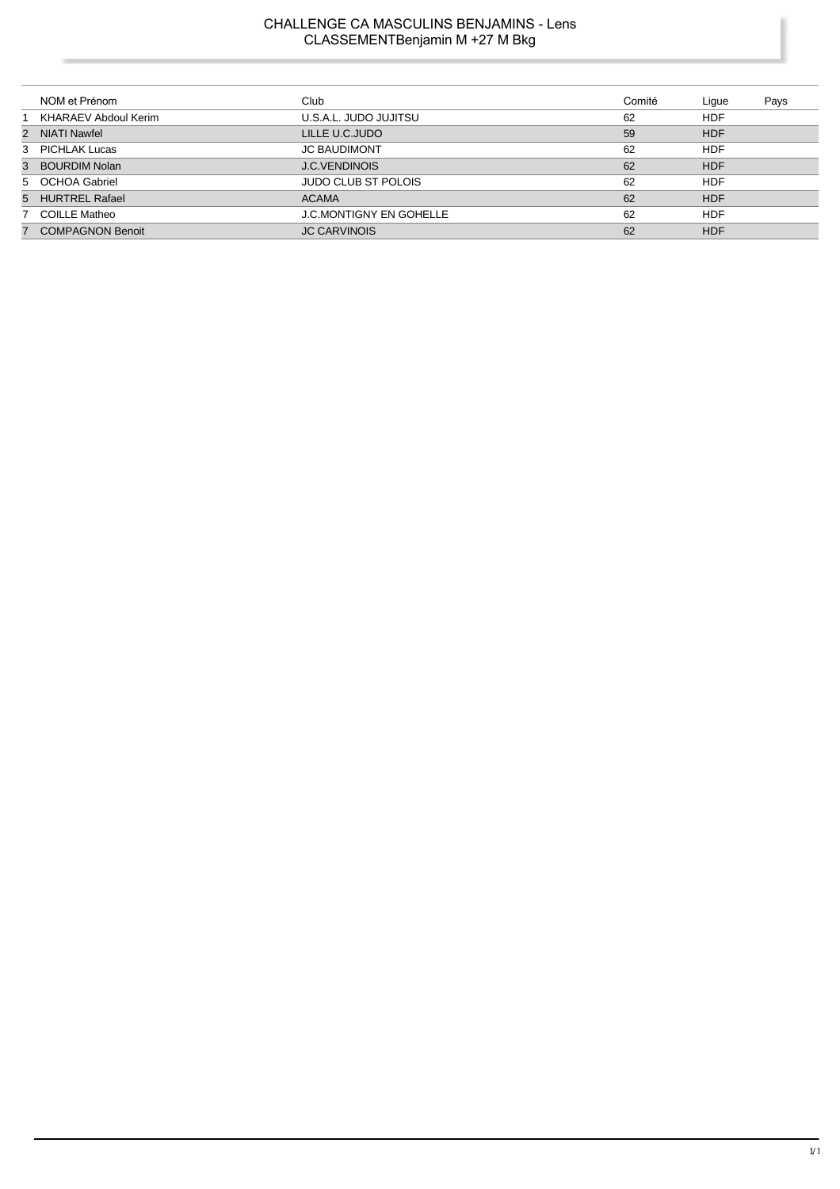# CHALLENGE CA MASCULINS BENJAMINS - Lens

## CLASSEMENTBenjamin M +27 M Bkg

| | NOM et Prénom | Club | Comité | Ligue | Pays |
|---|---|---|---|---|---|
| 1 | KHARAEV Abdoul Kerim | U.S.A.L. JUDO JUJITSU | 62 | HDF | |
| 2 | NIATI Nawfel | LILLE U.C.JUDO | 59 | HDF | |
| 3 | PICHLAK Lucas | JC BAUDIMONT | 62 | HDF | |
| 3 | BOURDIM Nolan | J.C.VENDINOIS | 62 | HDF | |
| 5 | OCHOA Gabriel | JUDO CLUB ST POLOIS | 62 | HDF | |
| 5 | HURTREL Rafael | ACAMA | 62 | HDF | |
| 7 | COILLE Matheo | J.C.MONTIGNY EN GOHELLE | 62 | HDF | |
| 7 | COMPAGNON Benoit | JC CARVINOIS | 62 | HDF | |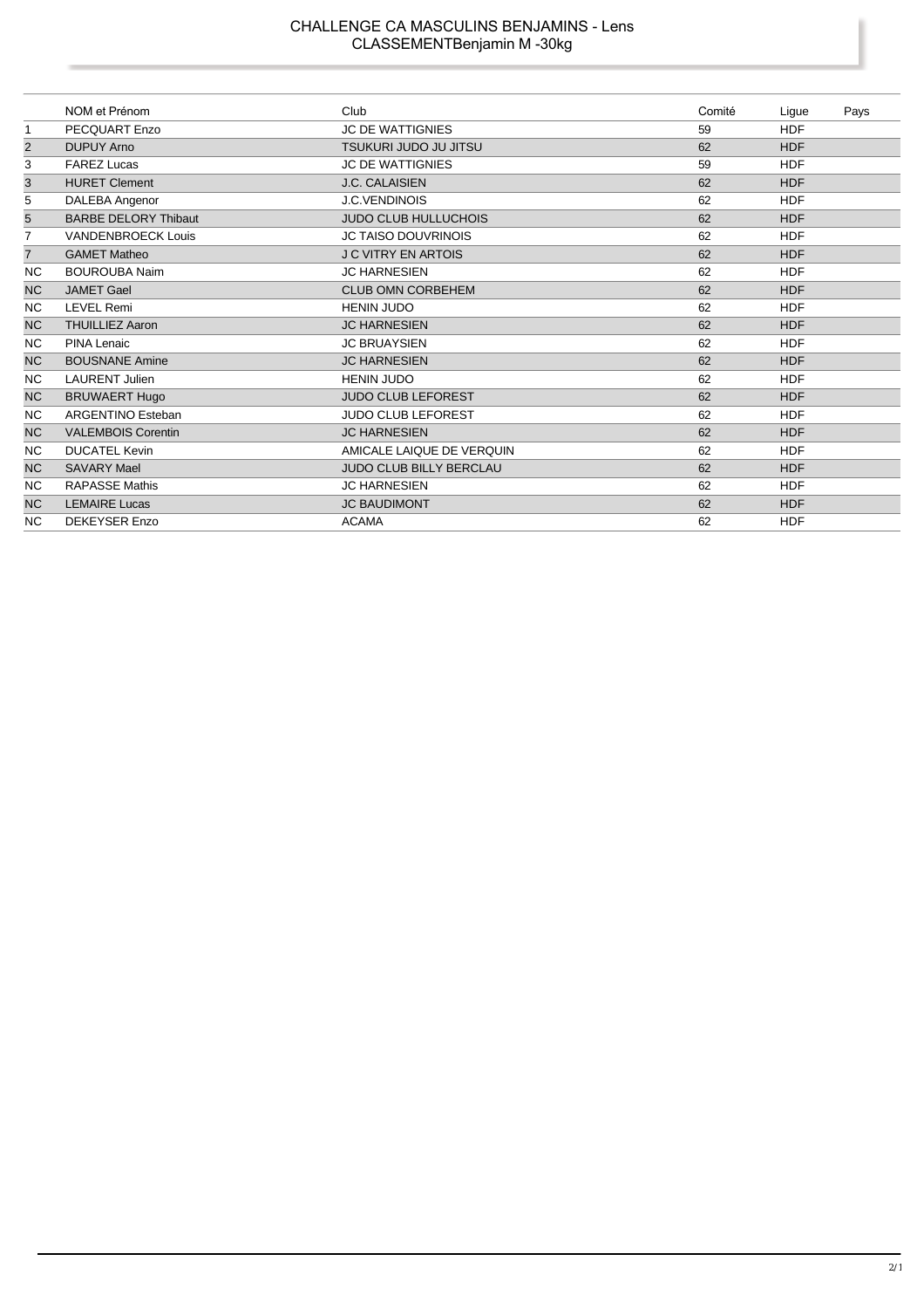CHALLENGE CA MASCULINS BENJAMINS - Lens
CLASSEMENTBenjamin M -30kg

| | NOM et Prénom | Club | Comité | Ligue | Pays |
|---|---|---|---|---|---|
| 1 | PECQUART Enzo | JC DE WATTIGNIES | 59 | HDF | |
| 2 | DUPUY Arno | TSUKURI JUDO JU JITSU | 62 | HDF | |
| 3 | FAREZ Lucas | JC DE WATTIGNIES | 59 | HDF | |
| 3 | HURET Clement | J.C. CALAISIEN | 62 | HDF | |
| 5 | DALEBA Angenor | J.C.VENDINOIS | 62 | HDF | |
| 5 | BARBE DELORY Thibaut | JUDO CLUB HULLUCHOIS | 62 | HDF | |
| 7 | VANDENBROECK Louis | JC TAISO DOUVRINOIS | 62 | HDF | |
| 7 | GAMET Matheo | J C VITRY EN ARTOIS | 62 | HDF | |
| NC | BOUROUBA Naim | JC HARNESIEN | 62 | HDF | |
| NC | JAMET Gael | CLUB OMN CORBEHEM | 62 | HDF | |
| NC | LEVEL Remi | HENIN JUDO | 62 | HDF | |
| NC | THUILLIEZ Aaron | JC HARNESIEN | 62 | HDF | |
| NC | PINA Lenaic | JC BRUAYSIEN | 62 | HDF | |
| NC | BOUSNANE Amine | JC HARNESIEN | 62 | HDF | |
| NC | LAURENT Julien | HENIN JUDO | 62 | HDF | |
| NC | BRUWAERT Hugo | JUDO CLUB LEFOREST | 62 | HDF | |
| NC | ARGENTINO Esteban | JUDO CLUB LEFOREST | 62 | HDF | |
| NC | VALEMBOIS Corentin | JC HARNESIEN | 62 | HDF | |
| NC | DUCATEL Kevin | AMICALE LAIQUE DE VERQUIN | 62 | HDF | |
| NC | SAVARY Mael | JUDO CLUB BILLY BERCLAU | 62 | HDF | |
| NC | RAPASSE Mathis | JC HARNESIEN | 62 | HDF | |
| NC | LEMAIRE Lucas | JC BAUDIMONT | 62 | HDF | |
| NC | DEKEYSER Enzo | ACAMA | 62 | HDF | |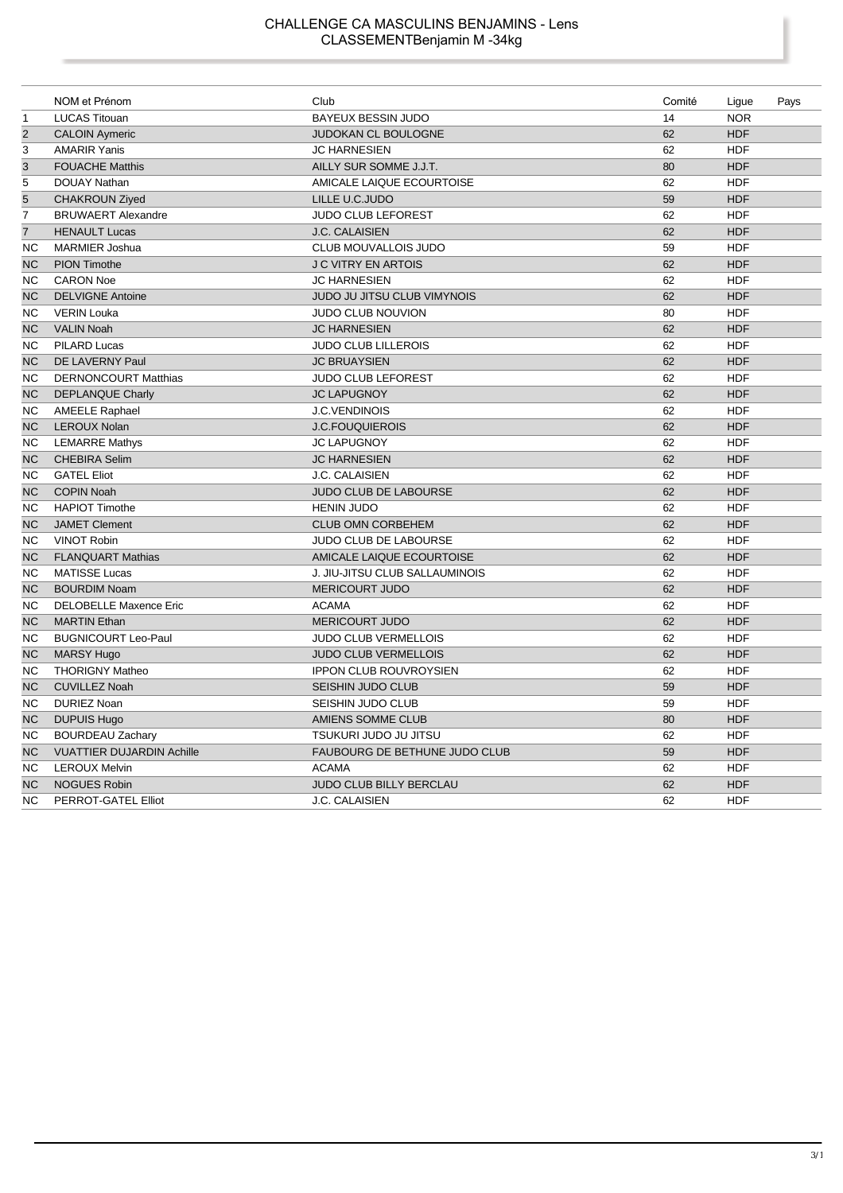# CHALLENGE CA MASCULINS BENJAMINS - Lens
## CLASSEMENTBenjamin M -34kg

| | NOM et Prénom | Club | Comité | Ligue | Pays |
|---|---|---|---|---|---|
| 1 | LUCAS Titouan | BAYEUX BESSIN JUDO | 14 | NOR | |
| 2 | CALOIN Aymeric | JUDOKAN CL BOULOGNE | 62 | HDF | |
| 3 | AMARIR Yanis | JC HARNESIEN | 62 | HDF | |
| 3 | FOUACHE Matthis | AILLY SUR SOMME J.J.T. | 80 | HDF | |
| 5 | DOUAY Nathan | AMICALE LAIQUE ECOURTOISE | 62 | HDF | |
| 5 | CHAKROUN Ziyed | LILLE U.C.JUDO | 59 | HDF | |
| 7 | BRUWAERT Alexandre | JUDO CLUB LEFOREST | 62 | HDF | |
| 7 | HENAULT Lucas | J.C. CALAISIEN | 62 | HDF | |
| NC | MARMIER Joshua | CLUB MOUVALLOIS JUDO | 59 | HDF | |
| NC | PION Timothe | J C VITRY EN ARTOIS | 62 | HDF | |
| NC | CARON Noe | JC HARNESIEN | 62 | HDF | |
| NC | DELVIGNE Antoine | JUDO JU JITSU CLUB VIMYNOIS | 62 | HDF | |
| NC | VERIN Louka | JUDO CLUB NOUVION | 80 | HDF | |
| NC | VALIN Noah | JC HARNESIEN | 62 | HDF | |
| NC | PILARD Lucas | JUDO CLUB LILLEROIS | 62 | HDF | |
| NC | DE LAVERNY Paul | JC BRUAYSIEN | 62 | HDF | |
| NC | DERNONCOURT Matthias | JUDO CLUB LEFOREST | 62 | HDF | |
| NC | DEPLANQUE Charly | JC LAPUGNOY | 62 | HDF | |
| NC | AMEELE Raphael | J.C.VENDINOIS | 62 | HDF | |
| NC | LEROUX Nolan | J.C.FOUQUIEROIS | 62 | HDF | |
| NC | LEMARRE Mathys | JC LAPUGNOY | 62 | HDF | |
| NC | CHEBIRA Selim | JC HARNESIEN | 62 | HDF | |
| NC | GATEL Eliot | J.C. CALAISIEN | 62 | HDF | |
| NC | COPIN Noah | JUDO CLUB DE LABOURSE | 62 | HDF | |
| NC | HAPIOT Timothe | HENIN JUDO | 62 | HDF | |
| NC | JAMET Clement | CLUB OMN CORBEHEM | 62 | HDF | |
| NC | VINOT Robin | JUDO CLUB DE LABOURSE | 62 | HDF | |
| NC | FLANQUART Mathias | AMICALE LAIQUE ECOURTOISE | 62 | HDF | |
| NC | MATISSE Lucas | J. JIU-JITSU CLUB SALLAUMINOIS | 62 | HDF | |
| NC | BOURDIM Noam | MERICOURT JUDO | 62 | HDF | |
| NC | DELOBELLE Maxence Eric | ACAMA | 62 | HDF | |
| NC | MARTIN Ethan | MERICOURT JUDO | 62 | HDF | |
| NC | BUGNICOURT Leo-Paul | JUDO CLUB VERMELLOIS | 62 | HDF | |
| NC | MARSY Hugo | JUDO CLUB VERMELLOIS | 62 | HDF | |
| NC | THORIGNY Matheo | IPPON CLUB ROUVROYSIEN | 62 | HDF | |
| NC | CUVILLEZ Noah | SEISHIN JUDO CLUB | 59 | HDF | |
| NC | DURIEZ Noan | SEISHIN JUDO CLUB | 59 | HDF | |
| NC | DUPUIS Hugo | AMIENS SOMME CLUB | 80 | HDF | |
| NC | BOURDEAU Zachary | TSUKURI JUDO JU JITSU | 62 | HDF | |
| NC | VUATTIER DUJARDIN Achille | FAUBOURG DE BETHUNE JUDO CLUB | 59 | HDF | |
| NC | LEROUX Melvin | ACAMA | 62 | HDF | |
| NC | NOGUES Robin | JUDO CLUB BILLY BERCLAU | 62 | HDF | |
| NC | PERROT-GATEL Elliot | J.C. CALAISIEN | 62 | HDF | |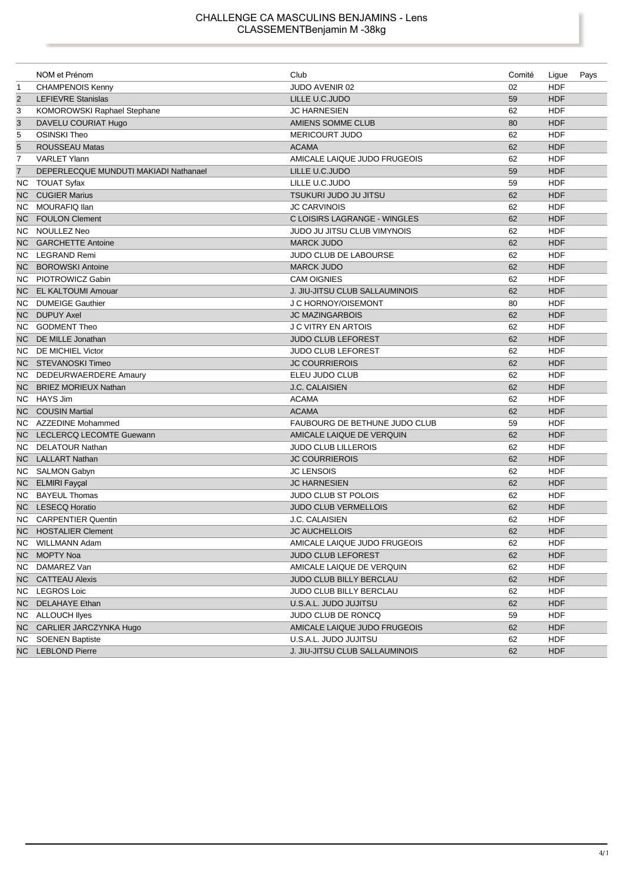CHALLENGE CA MASCULINS BENJAMINS - Lens
CLASSEMENTBenjamin M -38kg

| | NOM et Prénom | Club | Comité | Ligue | Pays |
|---|---|---|---|---|---|
| 1 | CHAMPENOIS Kenny | JUDO AVENIR 02 | 02 | HDF | |
| 2 | LEFIEVRE Stanislas | LILLE U.C.JUDO | 59 | HDF | |
| 3 | KOMOROWSKI Raphael Stephane | JC HARNESIEN | 62 | HDF | |
| 3 | DAVELU COURIAT Hugo | AMIENS SOMME CLUB | 80 | HDF | |
| 5 | OSINSKI Theo | MERICOURT JUDO | 62 | HDF | |
| 5 | ROUSSEAU Matas | ACAMA | 62 | HDF | |
| 7 | VARLET Ylann | AMICALE LAIQUE JUDO FRUGEOIS | 62 | HDF | |
| 7 | DEPERLECQUE MUNDUTI MAKIADI Nathanael | LILLE U.C.JUDO | 59 | HDF | |
| NC | TOUAT Syfax | LILLE U.C.JUDO | 59 | HDF | |
| NC | CUGIER Marius | TSUKURI JUDO JU JITSU | 62 | HDF | |
| NC | MOURAFIQ Ilan | JC CARVINOIS | 62 | HDF | |
| NC | FOULON Clement | C LOISIRS LAGRANGE - WINGLES | 62 | HDF | |
| NC | NOULLEZ Neo | JUDO JU JITSU CLUB VIMYNOIS | 62 | HDF | |
| NC | GARCHETTE Antoine | MARCK JUDO | 62 | HDF | |
| NC | LEGRAND Remi | JUDO CLUB DE LABOURSE | 62 | HDF | |
| NC | BOROWSKI Antoine | MARCK JUDO | 62 | HDF | |
| NC | PIOTROWICZ Gabin | CAM OIGNIES | 62 | HDF | |
| NC | EL KALTOUMI Amouar | J. JIU-JITSU CLUB SALLAUMINOIS | 62 | HDF | |
| NC | DUMEIGE Gauthier | J C HORNOY/OISEMONT | 80 | HDF | |
| NC | DUPUY Axel | JC MAZINGARBOIS | 62 | HDF | |
| NC | GODMENT Theo | J C VITRY EN ARTOIS | 62 | HDF | |
| NC | DE MILLE Jonathan | JUDO CLUB LEFOREST | 62 | HDF | |
| NC | DE MICHIEL Victor | JUDO CLUB LEFOREST | 62 | HDF | |
| NC | STEVANOSKI Timeo | JC COURRIEROIS | 62 | HDF | |
| NC | DEDEURWAERDERE Amaury | ELEU JUDO CLUB | 62 | HDF | |
| NC | BRIEZ MORIEUX Nathan | J.C. CALAISIEN | 62 | HDF | |
| NC | HAYS Jim | ACAMA | 62 | HDF | |
| NC | COUSIN Martial | ACAMA | 62 | HDF | |
| NC | AZZEDINE Mohammed | FAUBOURG DE BETHUNE JUDO CLUB | 59 | HDF | |
| NC | LECLERCQ LECOMTE Guewann | AMICALE LAIQUE DE VERQUIN | 62 | HDF | |
| NC | DELATOUR Nathan | JUDO CLUB LILLEROIS | 62 | HDF | |
| NC | LALLART Nathan | JC COURRIEROIS | 62 | HDF | |
| NC | SALMON Gabyn | JC LENSOIS | 62 | HDF | |
| NC | ELMIRI Fayçal | JC HARNESIEN | 62 | HDF | |
| NC | BAYEUL Thomas | JUDO CLUB ST POLOIS | 62 | HDF | |
| NC | LESECQ Horatio | JUDO CLUB VERMELLOIS | 62 | HDF | |
| NC | CARPENTIER Quentin | J.C. CALAISIEN | 62 | HDF | |
| NC | HOSTALIER Clement | JC AUCHELLOIS | 62 | HDF | |
| NC | WILLMANN Adam | AMICALE LAIQUE JUDO FRUGEOIS | 62 | HDF | |
| NC | MOPTY Noa | JUDO CLUB LEFOREST | 62 | HDF | |
| NC | DAMAREZ Van | AMICALE LAIQUE DE VERQUIN | 62 | HDF | |
| NC | CATTEAU Alexis | JUDO CLUB BILLY BERCLAU | 62 | HDF | |
| NC | LEGROS Loic | JUDO CLUB BILLY BERCLAU | 62 | HDF | |
| NC | DELAHAYE Ethan | U.S.A.L. JUDO JUJITSU | 62 | HDF | |
| NC | ALLOUCH Ilyes | JUDO CLUB DE RONCQ | 59 | HDF | |
| NC | CARLIER JARCZYNKA Hugo | AMICALE LAIQUE JUDO FRUGEOIS | 62 | HDF | |
| NC | SOENEN Baptiste | U.S.A.L. JUDO JUJITSU | 62 | HDF | |
| NC | LEBLOND Pierre | J. JIU-JITSU CLUB SALLAUMINOIS | 62 | HDF | |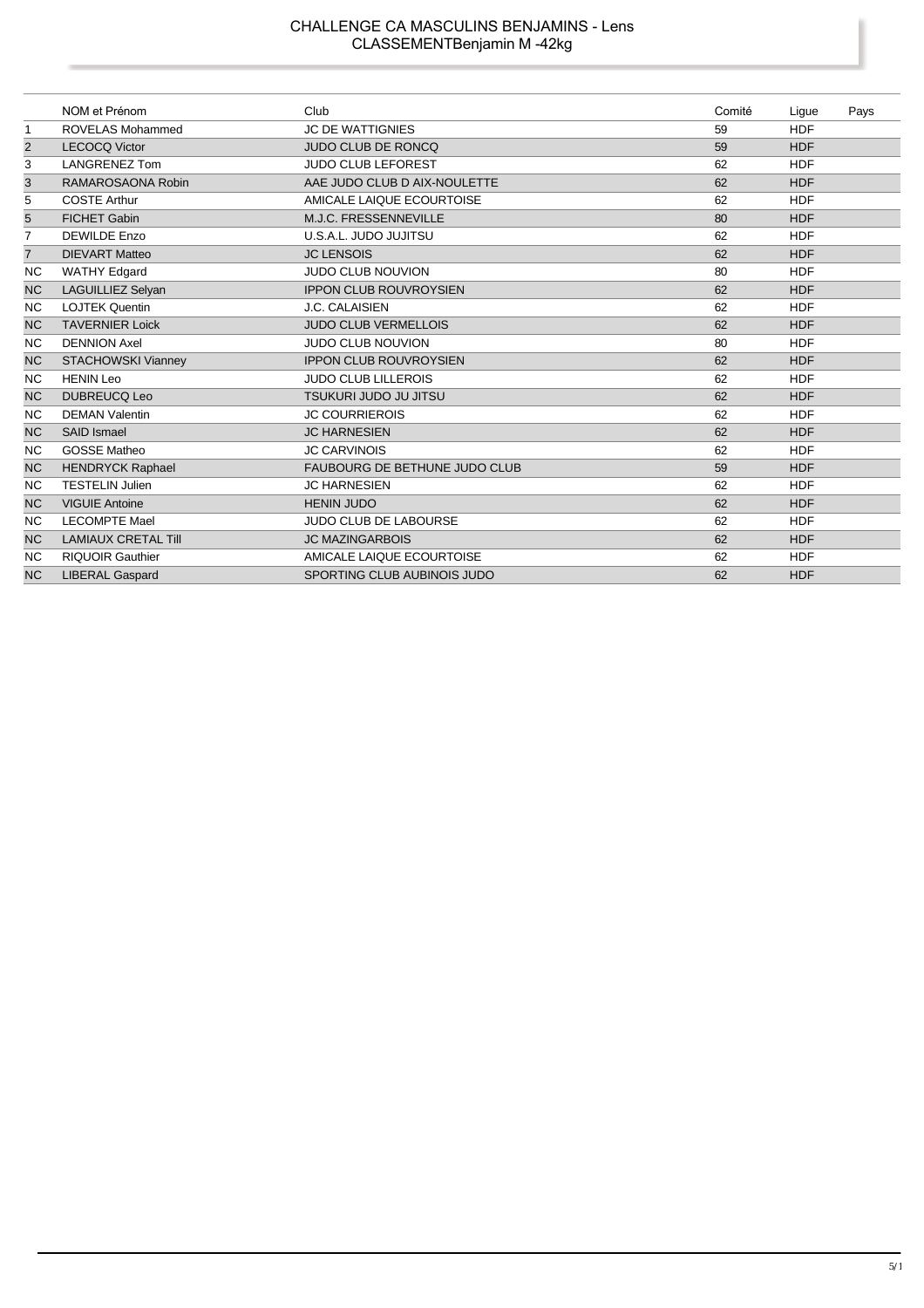# CHALLENGE CA MASCULINS BENJAMINS - Lens
## CLASSEMENTBenjamin M -42kg

| | NOM et Prénom | Club | Comité | Ligue | Pays |
|---|---|---|---|---|---|
| 1 | ROVELAS Mohammed | JC DE WATTIGNIES | 59 | HDF | |
| 2 | LECOCQ Victor | JUDO CLUB DE RONCQ | 59 | HDF | |
| 3 | LANGRENEZ Tom | JUDO CLUB LEFOREST | 62 | HDF | |
| 3 | RAMAROSAONA Robin | AAE JUDO CLUB D AIX-NOULETTE | 62 | HDF | |
| 5 | COSTE Arthur | AMICALE LAIQUE ECOURTOISE | 62 | HDF | |
| 5 | FICHET Gabin | M.J.C. FRESSENNEVILLE | 80 | HDF | |
| 7 | DEWILDE Enzo | U.S.A.L. JUDO JUJITSU | 62 | HDF | |
| 7 | DIEVART Matteo | JC LENSOIS | 62 | HDF | |
| NC | WATHY Edgard | JUDO CLUB NOUVION | 80 | HDF | |
| NC | LAGUILLIEZ Selyan | IPPON CLUB ROUVROYSIEN | 62 | HDF | |
| NC | LOJTEK Quentin | J.C. CALAISIEN | 62 | HDF | |
| NC | TAVERNIER Loick | JUDO CLUB VERMELLOIS | 62 | HDF | |
| NC | DENNION Axel | JUDO CLUB NOUVION | 80 | HDF | |
| NC | STACHOWSKI Vianney | IPPON CLUB ROUVROYSIEN | 62 | HDF | |
| NC | HENIN Leo | JUDO CLUB LILLEROIS | 62 | HDF | |
| NC | DUBREUCQ Leo | TSUKURI JUDO JU JITSU | 62 | HDF | |
| NC | DEMAN Valentin | JC COURRIEROIS | 62 | HDF | |
| NC | SAID Ismael | JC HARNESIEN | 62 | HDF | |
| NC | GOSSE Matheo | JC CARVINOIS | 62 | HDF | |
| NC | HENDRYCK Raphael | FAUBOURG DE BETHUNE JUDO CLUB | 59 | HDF | |
| NC | TESTELIN Julien | JC HARNESIEN | 62 | HDF | |
| NC | VIGUIE Antoine | HENIN JUDO | 62 | HDF | |
| NC | LECOMPTE Mael | JUDO CLUB DE LABOURSE | 62 | HDF | |
| NC | LAMIAUX CRETAL Till | JC MAZINGARBOIS | 62 | HDF | |
| NC | RIQUOIR Gauthier | AMICALE LAIQUE ECOURTOISE | 62 | HDF | |
| NC | LIBERAL Gaspard | SPORTING CLUB AUBINOIS JUDO | 62 | HDF | |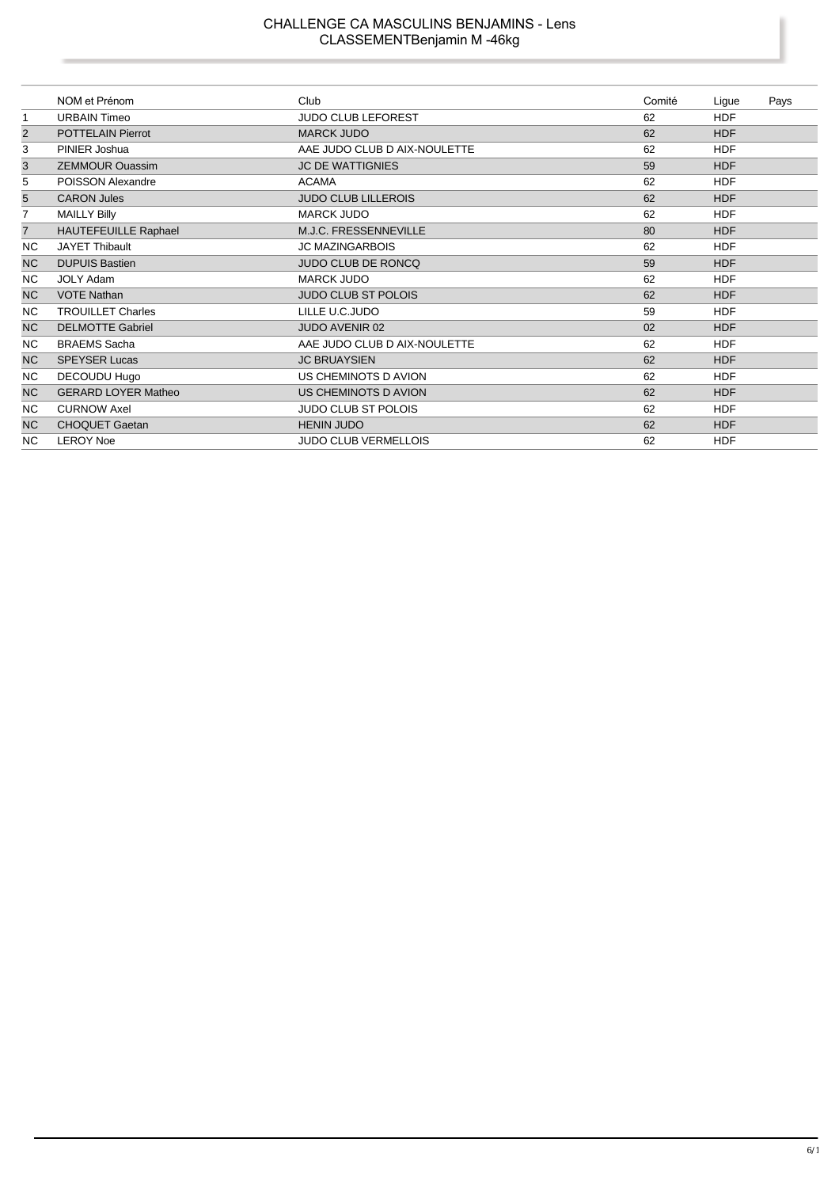# CHALLENGE CA MASCULINS BENJAMINS - Lens
## CLASSEMENTBenjamin M -46kg

| | NOM et Prénom | Club | Comité | Ligue | Pays |
|---|---|---|---|---|---|
| 1 | URBAIN Timeo | JUDO CLUB LEFOREST | 62 | HDF | |
| 2 | POTTELAIN Pierrot | MARCK JUDO | 62 | HDF | |
| 3 | PINIER Joshua | AAE JUDO CLUB D AIX-NOULETTE | 62 | HDF | |
| 3 | ZEMMOUR Ouassim | JC DE WATTIGNIES | 59 | HDF | |
| 5 | POISSON Alexandre | ACAMA | 62 | HDF | |
| 5 | CARON Jules | JUDO CLUB LILLEROIS | 62 | HDF | |
| 7 | MAILLY Billy | MARCK JUDO | 62 | HDF | |
| 7 | HAUTEFEUILLE Raphael | M.J.C. FRESSENNEVILLE | 80 | HDF | |
| NC | JAYET Thibault | JC MAZINGARBOIS | 62 | HDF | |
| NC | DUPUIS Bastien | JUDO CLUB DE RONCQ | 59 | HDF | |
| NC | JOLY Adam | MARCK JUDO | 62 | HDF | |
| NC | VOTE Nathan | JUDO CLUB ST POLOIS | 62 | HDF | |
| NC | TROUILLET Charles | LILLE U.C.JUDO | 59 | HDF | |
| NC | DELMOTTE Gabriel | JUDO AVENIR 02 | 02 | HDF | |
| NC | BRAEMS Sacha | AAE JUDO CLUB D AIX-NOULETTE | 62 | HDF | |
| NC | SPEYSER Lucas | JC BRUAYSIEN | 62 | HDF | |
| NC | DECOUDU Hugo | US CHEMINOTS D AVION | 62 | HDF | |
| NC | GERARD LOYER Matheo | US CHEMINOTS D AVION | 62 | HDF | |
| NC | CURNOW Axel | JUDO CLUB ST POLOIS | 62 | HDF | |
| NC | CHOQUET Gaetan | HENIN JUDO | 62 | HDF | |
| NC | LEROY Noe | JUDO CLUB VERMELLOIS | 62 | HDF | |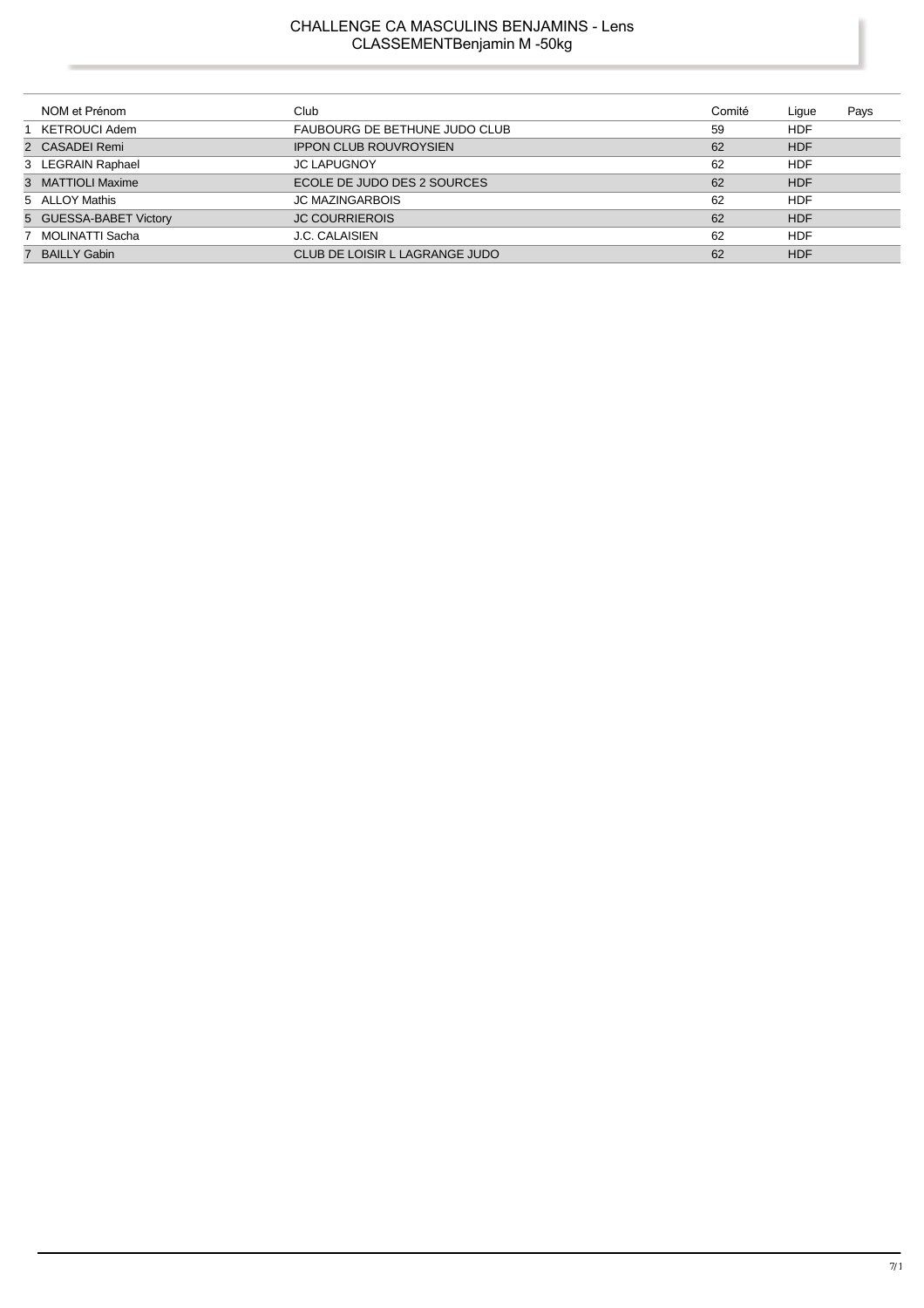# CHALLENGE CA MASCULINS BENJAMINS - Lens
## CLASSEMENTBenjamin M -50kg

| | NOM et Prénom | Club | Comité | Ligue | Pays |
|---|---|---|---|---|---|
| 1 | KETROUCI Adem | FAUBOURG DE BETHUNE JUDO CLUB | 59 | HDF | |
| 2 | CASADEI Remi | IPPON CLUB ROUVROYSIEN | 62 | HDF | |
| 3 | LEGRAIN Raphael | JC LAPUGNOY | 62 | HDF | |
| 3 | MATTIOLI Maxime | ECOLE DE JUDO DES 2 SOURCES | 62 | HDF | |
| 5 | ALLOY Mathis | JC MAZINGARBOIS | 62 | HDF | |
| 5 | GUESSA-BABET Victory | JC COURRIEROIS | 62 | HDF | |
| 7 | MOLINATTI Sacha | J.C. CALAISIEN | 62 | HDF | |
| 7 | BAILLY Gabin | CLUB DE LOISIR L LAGRANGE JUDO | 62 | HDF | |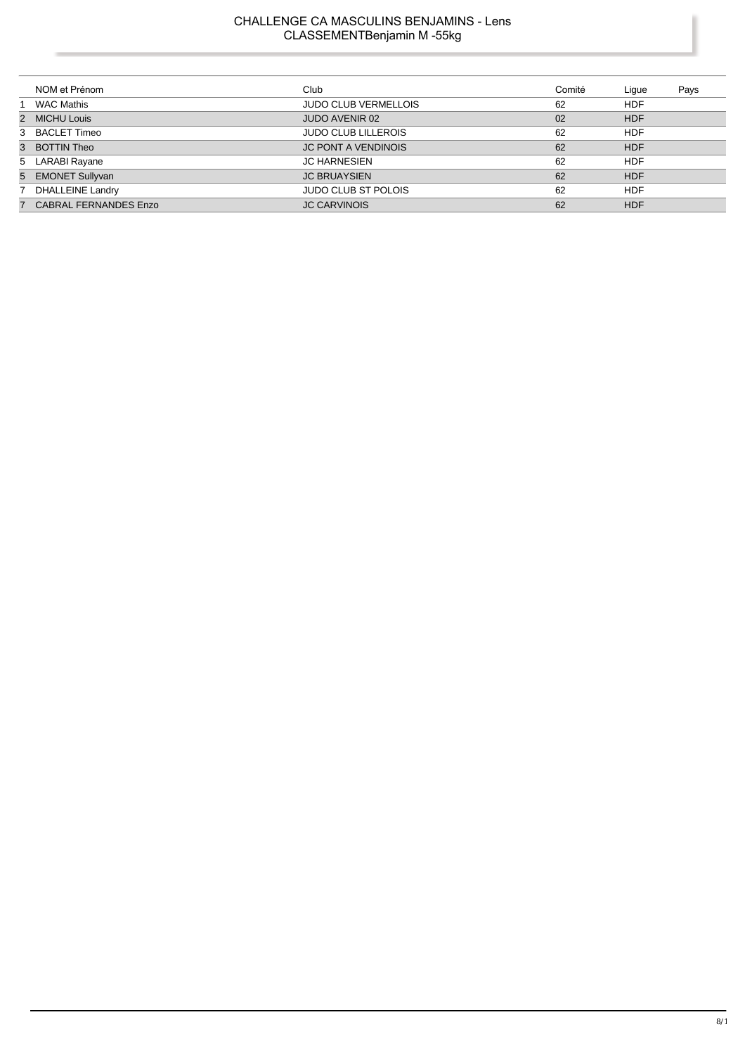# CHALLENGE CA MASCULINS BENJAMINS - Lens
## CLASSEMENTBenjamin M -55kg

| | NOM et Prénom | Club | Comité | Ligue | Pays |
|---|---|---|---|---|---|
| 1 | WAC Mathis | JUDO CLUB VERMELLOIS | 62 | HDF | |
| 2 | MICHU Louis | JUDO AVENIR 02 | 02 | HDF | |
| 3 | BACLET Timeo | JUDO CLUB LILLEROIS | 62 | HDF | |
| 3 | BOTTIN Theo | JC PONT A VENDINOIS | 62 | HDF | |
| 5 | LARABI Rayane | JC HARNESIEN | 62 | HDF | |
| 5 | EMONET Sullyvan | JC BRUAYSIEN | 62 | HDF | |
| 7 | DHALLEINE Landry | JUDO CLUB ST POLOIS | 62 | HDF | |
| 7 | CABRAL FERNANDES Enzo | JC CARVINOIS | 62 | HDF | |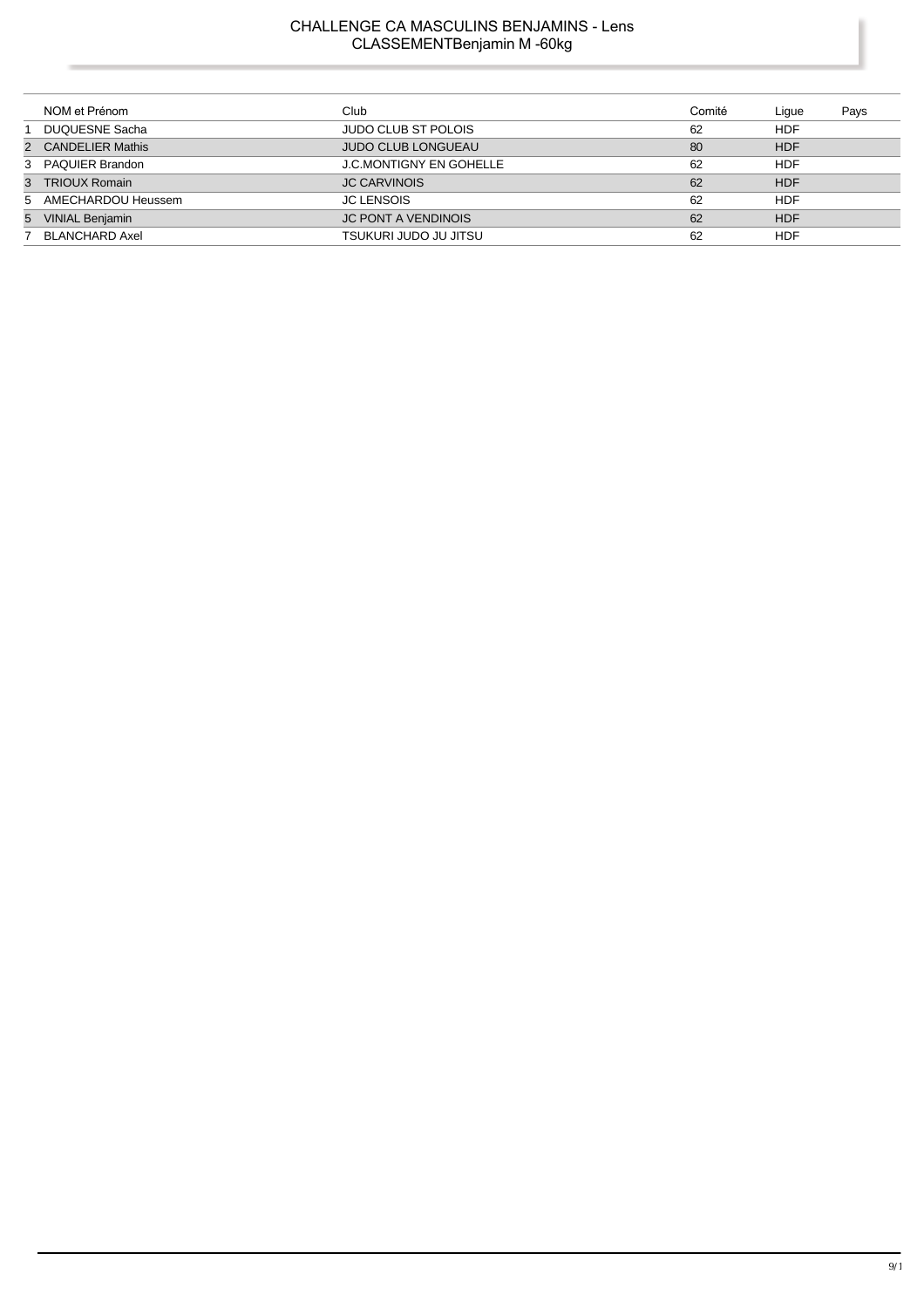# CHALLENGE CA MASCULINS BENJAMINS - Lens

## CLASSEMENTBenjamin M -60kg

| | NOM et Prénom | Club | Comité | Ligue | Pays |
|---|---|---|---|---|---|
| 1 | DUQUESNE Sacha | JUDO CLUB ST POLOIS | 62 | HDF | |
| 2 | CANDELIER Mathis | JUDO CLUB LONGUEAU | 80 | HDF | |
| 3 | PAQUIER Brandon | J.C.MONTIGNY EN GOHELLE | 62 | HDF | |
| 3 | TRIOUX Romain | JC CARVINOIS | 62 | HDF | |
| 5 | AMECHARDOU Heussem | JC LENSOIS | 62 | HDF | |
| 5 | VINIAL Benjamin | JC PONT A VENDINOIS | 62 | HDF | |
| 7 | BLANCHARD Axel | TSUKURI JUDO JU JITSU | 62 | HDF | |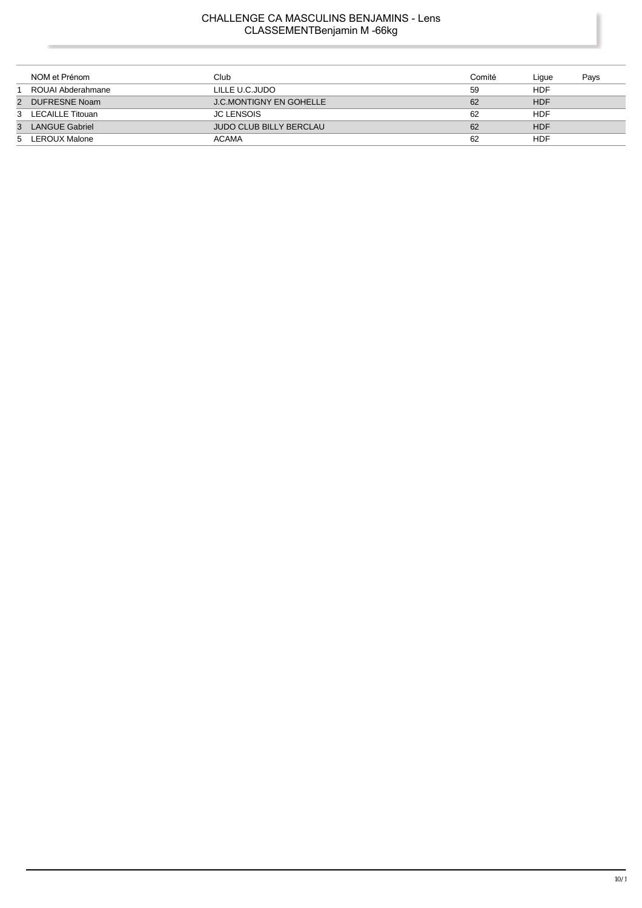# CHALLENGE CA MASCULINS BENJAMINS - Lens
## CLASSEMENTBenjamin M -66kg

| | NOM et Prénom | Club | Comité | Ligue | Pays |
|---|---|---|---|---|---|
| 1 | ROUAI Abderahmane | LILLE U.C.JUDO | 59 | HDF | |
| 2 | DUFRESNE Noam | J.C.MONTIGNY EN GOHELLE | 62 | HDF | |
| 3 | LECAILLE Titouan | JC LENSOIS | 62 | HDF | |
| 3 | LANGUE Gabriel | JUDO CLUB BILLY BERCLAU | 62 | HDF | |
| 5 | LEROUX Malone | ACAMA | 62 | HDF | |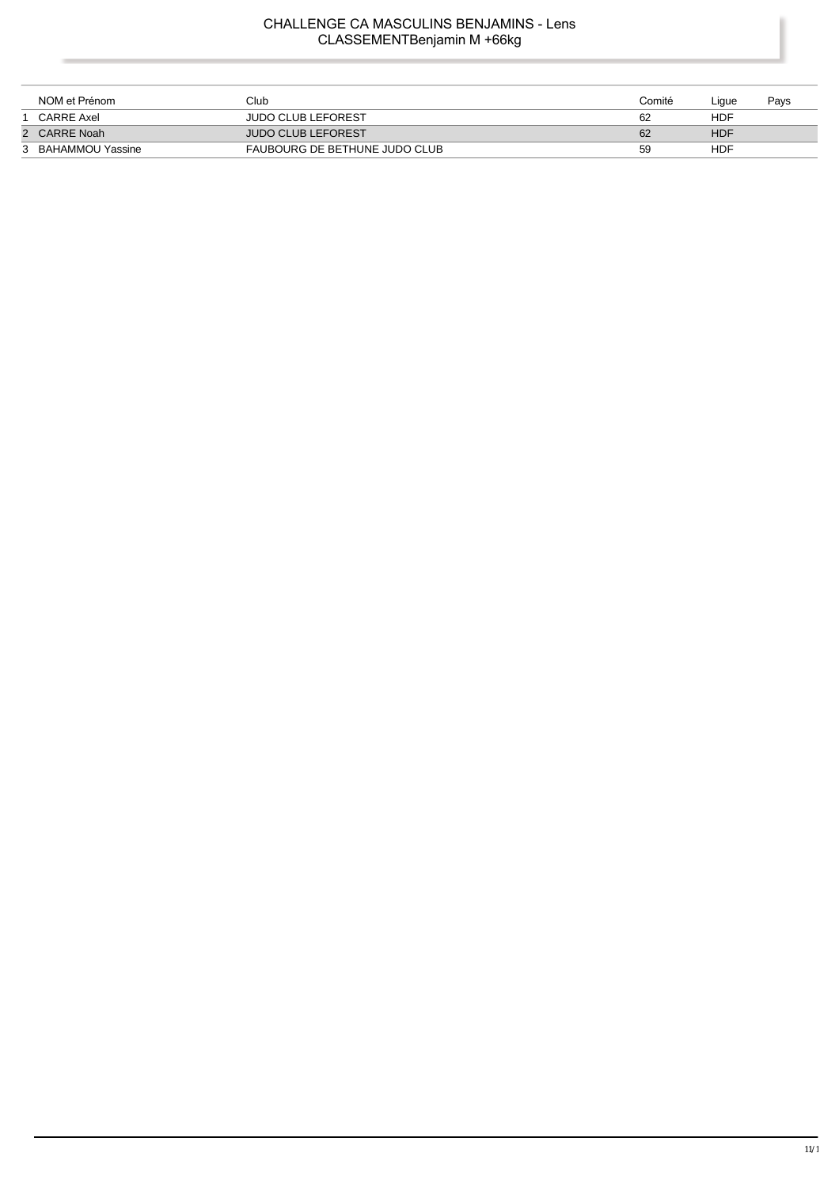# CHALLENGE CA MASCULINS BENJAMINS - Lens
## CLASSEMENTBenjamin M +66kg

| | NOM et Prénom | Club | Comité | Ligue | Pays |
|---|---|---|---|---|---|
| 1 | CARRE Axel | JUDO CLUB LEFOREST | 62 | HDF | |
| 2 | CARRE Noah | JUDO CLUB LEFOREST | 62 | HDF | |
| 3 | BAHAMMOU Yassine | FAUBOURG DE BETHUNE JUDO CLUB | 59 | HDF | |